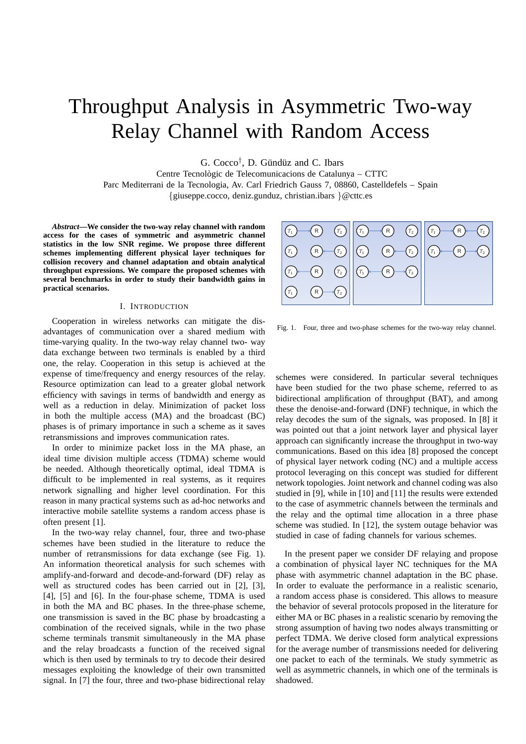# Throughput Analysis in Asymmetric Two-way Relay Channel with Random Access

G. Cocco[†], D. Gündüz and C. Ibars

Centre Tecnològic de Telecomunicacions de Catalunya – CTTC

Parc Mediterrani de la Tecnologia, Av. Carl Friedrich Gauss 7, 08860, Castelldefels – Spain

{giuseppe.cocco, deniz.gunduz, christian.ibars }@cttc.es

***Abstract*—We consider the two-way relay channel with random access for the cases of symmetric and asymmetric channel statistics in the low SNR regime. We propose three different schemes implementing different physical layer techniques for collision recovery and channel adaptation and obtain analytical throughput expressions. We compare the proposed schemes with several benchmarks in order to study their bandwidth gains in practical scenarios.**

## I. Introduction

Cooperation in wireless networks can mitigate the disadvantages of communication over a shared medium with time-varying quality. In the two-way relay channel two- way data exchange between two terminals is enabled by a third one, the relay. Cooperation in this setup is achieved at the expense of time/frequency and energy resources of the relay. Resource optimization can lead to a greater global network efficiency with savings in terms of bandwidth and energy as well as a reduction in delay. Minimization of packet loss in both the multiple access (MA) and the broadcast (BC) phases is of primary importance in such a scheme as it saves retransmissions and improves communication rates.

In order to minimize packet loss in the MA phase, an ideal time division multiple access (TDMA) scheme would be needed. Although theoretically optimal, ideal TDMA is difficult to be implemented in real systems, as it requires network signalling and higher level coordination. For this reason in many practical systems such as ad-hoc networks and interactive mobile satellite systems a random access phase is often present [1].

In the two-way relay channel, four, three and two-phase schemes have been studied in the literature to reduce the number of retransmissions for data exchange (see Fig. 1). An information theoretical analysis for such schemes with amplify-and-forward and decode-and-forward (DF) relay as well as structured codes has been carried out in [2], [3], [4], [5] and [6]. In the four-phase scheme, TDMA is used in both the MA and BC phases. In the three-phase scheme, one transmission is saved in the BC phase by broadcasting a combination of the received signals, while in the two phase scheme terminals transmit simultaneously in the MA phase and the relay broadcasts a function of the received signal which is then used by terminals to try to decode their desired messages exploiting the knowledge of their own transmitted signal. In [7] the four, three and two-phase bidirectional relay schemes were considered. In particular several techniques have been studied for the two phase scheme, referred to as bidirectional amplification of throughput (BAT), and among these the denoise-and-forward (DNF) technique, in which the relay decodes the sum of the signals, was proposed. In [8] it was pointed out that a joint network layer and physical layer approach can significantly increase the throughput in two-way communications. Based on this idea [8] proposed the concept of physical layer network coding (NC) and a multiple access protocol leveraging on this concept was studied for different network topologies. Joint network and channel coding was also studied in [9], while in [10] and [11] the results were extended to the case of asymmetric channels between the terminals and the relay and the optimal time allocation in a three phase scheme was studied. In [12], the system outage behavior was studied in case of fading channels for various schemes.

Fig. 1. Four, three and two-phase schemes for the two-way relay channel.

In the present paper we consider DF relaying and propose a combination of physical layer NC techniques for the MA phase with asymmetric channel adaptation in the BC phase. In order to evaluate the performance in a realistic scenario, a random access phase is considered. This allows to measure the behavior of several protocols proposed in the literature for either MA or BC phases in a realistic scenario by removing the strong assumption of having two nodes always transmitting or perfect TDMA. We derive closed form analytical expressions for the average number of transmissions needed for delivering one packet to each of the terminals. We study symmetric as well as asymmetric channels, in which one of the terminals is shadowed.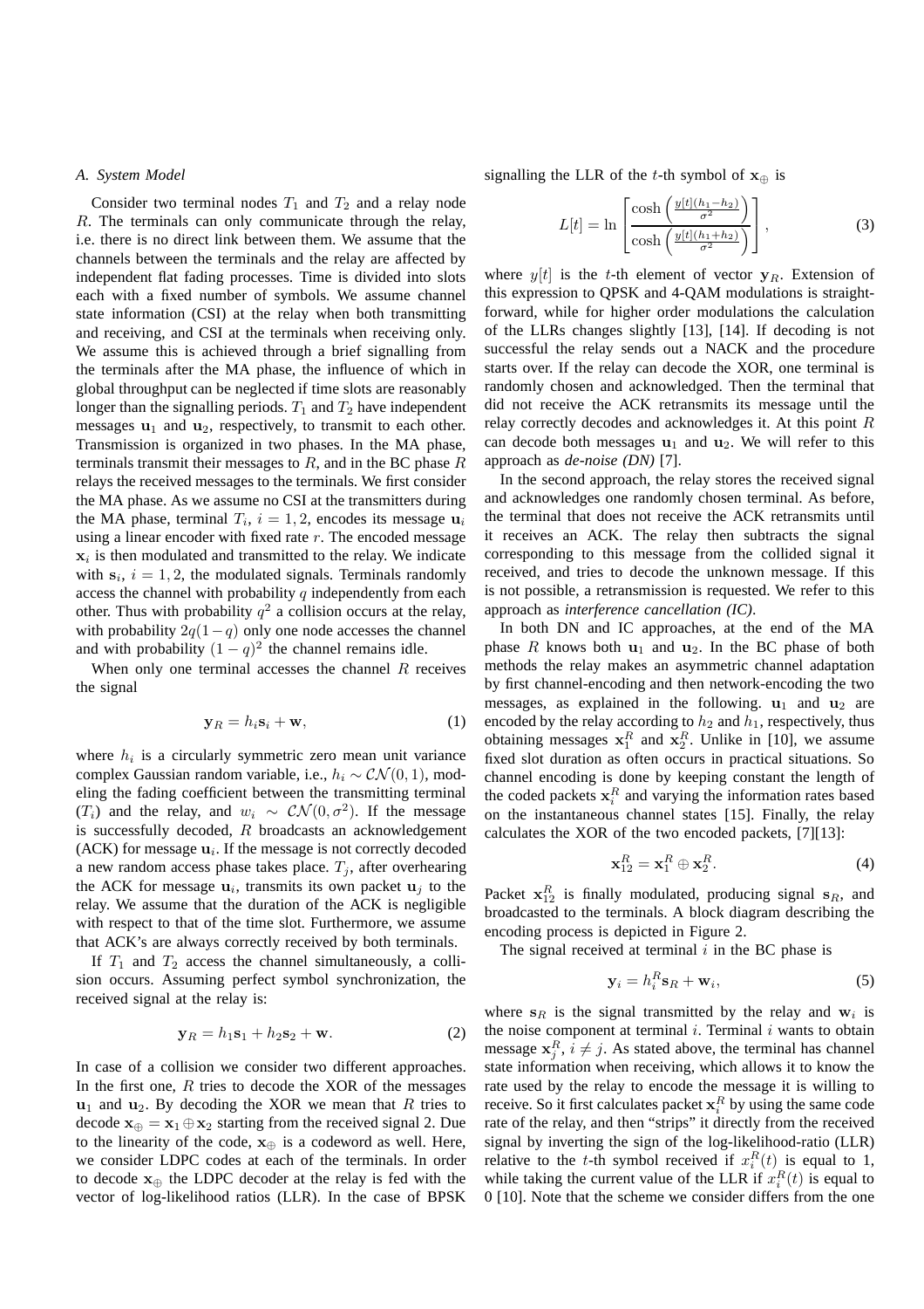### A. System Model

Consider two terminal nodes $T_1$ and $T_2$ and a relay node $R$. The terminals can only communicate through the relay, i.e. there is no direct link between them. We assume that the channels between the terminals and the relay are affected by independent flat fading processes. Time is divided into slots each with a fixed number of symbols. We assume channel state information (CSI) at the relay when both transmitting and receiving, and CSI at the terminals when receiving only. We assume this is achieved through a brief signalling from the terminals after the MA phase, the influence of which in global throughput can be neglected if time slots are reasonably longer than the signalling periods. $T_1$ and $T_2$ have independent messages $\mathbf{u}_1$ and $\mathbf{u}_2$, respectively, to transmit to each other. Transmission is organized in two phases. In the MA phase, terminals transmit their messages to $R$, and in the BC phase $R$ relays the received messages to the terminals. We first consider the MA phase. As we assume no CSI at the transmitters during the MA phase, terminal $T_i$, $i = 1, 2$, encodes its message $\mathbf{u}_i$ using a linear encoder with fixed rate $r$. The encoded message $\mathbf{x}_i$ is then modulated and transmitted to the relay. We indicate with $\mathbf{s}_i$, $i = 1, 2$, the modulated signals. Terminals randomly access the channel with probability $q$ independently from each other. Thus with probability $q^2$ a collision occurs at the relay, with probability $2q(1-q)$ only one node accesses the channel and with probability $(1-q)^2$ the channel remains idle.

When only one terminal accesses the channel $R$ receives the signal

$$\mathbf{y}_R = h_i \mathbf{s}_i + \mathbf{w}, \tag{1}$$

where $h_i$ is a circularly symmetric zero mean unit variance complex Gaussian random variable, i.e., $h_i \sim \mathcal{CN}(0, 1)$, modeling the fading coefficient between the transmitting terminal ($T_i$) and the relay, and $w_i \sim \mathcal{CN}(0, \sigma^2)$. If the message is successfully decoded, $R$ broadcasts an acknowledgement (ACK) for message $\mathbf{u}_i$. If the message is not correctly decoded a new random access phase takes place. $T_j$, after overhearing the ACK for message $\mathbf{u}_i$, transmits its own packet $\mathbf{u}_j$ to the relay. We assume that the duration of the ACK is negligible with respect to that of the time slot. Furthermore, we assume that ACK's are always correctly received by both terminals.

If $T_1$ and $T_2$ access the channel simultaneously, a collision occurs. Assuming perfect symbol synchronization, the received signal at the relay is:

$$\mathbf{y}_R = h_1 \mathbf{s}_1 + h_2 \mathbf{s}_2 + \mathbf{w}. \tag{2}$$

In case of a collision we consider two different approaches. In the first one, $R$ tries to decode the XOR of the messages $\mathbf{u}_1$ and $\mathbf{u}_2$. By decoding the XOR we mean that $R$ tries to decode $\mathbf{x}_\oplus = \mathbf{x}_1 \oplus \mathbf{x}_2$ starting from the received signal 2. Due to the linearity of the code, $\mathbf{x}_\oplus$ is a codeword as well. Here, we consider LDPC codes at each of the terminals. In order to decode $\mathbf{x}_\oplus$ the LDPC decoder at the relay is fed with the vector of log-likelihood ratios (LLR). In the case of BPSK signalling the LLR of the $t$-th symbol of $\mathbf{x}_\oplus$ is

$$L[t] = \ln \left[ \frac{\cosh\left(\frac{y[t](h_1 - h_2)}{\sigma^2}\right)}{\cosh\left(\frac{y[t](h_1 + h_2)}{\sigma^2}\right)} \right], \tag{3}$$

where $y[t]$ is the $t$-th element of vector $\mathbf{y}_R$. Extension of this expression to QPSK and 4-QAM modulations is straightforward, while for higher order modulations the calculation of the LLRs changes slightly [13], [14]. If decoding is not successful the relay sends out a NACK and the procedure starts over. If the relay can decode the XOR, one terminal is randomly chosen and acknowledged. Then the terminal that did not receive the ACK retransmits its message until the relay correctly decodes and acknowledges it. At this point $R$ can decode both messages $\mathbf{u}_1$ and $\mathbf{u}_2$. We will refer to this approach as *de-noise (DN)* [7].

In the second approach, the relay stores the received signal and acknowledges one randomly chosen terminal. As before, the terminal that does not receive the ACK retransmits until it receives an ACK. The relay then subtracts the signal corresponding to this message from the collided signal it received, and tries to decode the unknown message. If this is not possible, a retransmission is requested. We refer to this approach as *interference cancellation (IC)*.

In both DN and IC approaches, at the end of the MA phase $R$ knows both $\mathbf{u}_1$ and $\mathbf{u}_2$. In the BC phase of both methods the relay makes an asymmetric channel adaptation by first channel-encoding and then network-encoding the two messages, as explained in the following. $\mathbf{u}_1$ and $\mathbf{u}_2$ are encoded by the relay according to $h_2$ and $h_1$, respectively, thus obtaining messages $\mathbf{x}_1^R$ and $\mathbf{x}_2^R$. Unlike in [10], we assume fixed slot duration as often occurs in practical situations. So channel encoding is done by keeping constant the length of the coded packets $\mathbf{x}_i^R$ and varying the information rates based on the instantaneous channel states [15]. Finally, the relay calculates the XOR of the two encoded packets, [7][13]:

$$\mathbf{x}_{12}^R = \mathbf{x}_1^R \oplus \mathbf{x}_2^R. \tag{4}$$

Packet $\mathbf{x}_{12}^R$ is finally modulated, producing signal $\mathbf{s}_R$, and broadcasted to the terminals. A block diagram describing the encoding process is depicted in Figure 2.

The signal received at terminal $i$ in the BC phase is

$$\mathbf{y}_i = h_i^R \mathbf{s}_R + \mathbf{w}_i, \tag{5}$$

where $\mathbf{s}_R$ is the signal transmitted by the relay and $\mathbf{w}_i$ is the noise component at terminal $i$. Terminal $i$ wants to obtain message $\mathbf{x}_j^R$, $i \neq j$. As stated above, the terminal has channel state information when receiving, which allows it to know the rate used by the relay to encode the message it is willing to receive. So it first calculates packet $\mathbf{x}_i^R$ by using the same code rate of the relay, and then "strips" it directly from the received signal by inverting the sign of the log-likelihood-ratio (LLR) relative to the $t$-th symbol received if $x_i^R(t)$ is equal to 1, while taking the current value of the LLR if $x_i^R(t)$ is equal to 0 [10]. Note that the scheme we consider differs from the one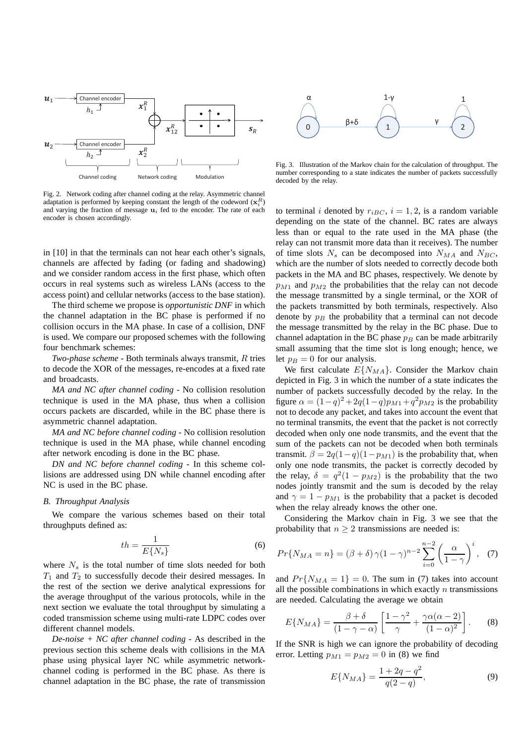Fig. 2. Network coding after channel coding at the relay. Asymmetric channel adaptation is performed by keeping constant the length of the codeword ($\mathbf{x}_i^R$) and varying the fraction of message $\mathbf{u}_i$ fed to the encoder. The rate of each encoder is chosen accordingly.

Fig. 3. Illustration of the Markov chain for the calculation of throughput. The number corresponding to a state indicates the number of packets successfully decoded by the relay.

in [10] in that the terminals can not hear each other's signals, channels are affected by fading (or fading and shadowing) and we consider random access in the first phase, which often occurs in real systems such as wireless LANs (access to the access point) and cellular networks (access to the base station).

The third scheme we propose is *opportunistic DNF* in which the channel adaptation in the BC phase is performed if no collision occurs in the MA phase. In case of a collision, DNF is used. We compare our proposed schemes with the following four benchmark schemes:

*Two-phase scheme* - Both terminals always transmit, $R$ tries to decode the XOR of the messages, re-encodes at a fixed rate and broadcasts.

*MA and NC after channel coding* - No collision resolution technique is used in the MA phase, thus when a collision occurs packets are discarded, while in the BC phase there is asymmetric channel adaptation.

*MA and NC before channel coding* - No collision resolution technique is used in the MA phase, while channel encoding after network encoding is done in the BC phase.

*DN and NC before channel coding* - In this scheme collisions are addressed using DN while channel encoding after NC is used in the BC phase.

### B. Throughput Analysis

We compare the various schemes based on their total throughputs defined as:

$$th = \frac{1}{E\{N_s\}} \tag{6}$$

where $N_s$ is the total number of time slots needed for both $T_1$ and $T_2$ to successfully decode their desired messages. In the rest of the section we derive analytical expressions for the average throughput of the various protocols, while in the next section we evaluate the total throughput by simulating a coded transmission scheme using multi-rate LDPC codes over different channel models.

*De-noise + NC after channel coding* - As described in the previous section this scheme deals with collisions in the MA phase using physical layer NC while asymmetric network-channel coding is performed in the BC phase. As there is channel adaptation in the BC phase, the rate of transmission to terminal $i$ denoted by $r_{iBC}$, $i = 1, 2$, is a random variable depending on the state of the channel. BC rates are always less than or equal to the rate used in the MA phase (the relay can not transmit more data than it receives). The number of time slots $N_s$ can be decomposed into $N_{MA}$ and $N_{BC}$, which are the number of slots needed to correctly decode both packets in the MA and BC phases, respectively. We denote by $p_{M1}$ and $p_{M2}$ the probabilities that the relay can not decode the message transmitted by a single terminal, or the XOR of the packets transmitted by both terminals, respectively. Also denote by $p_B$ the probability that a terminal can not decode the message transmitted by the relay in the BC phase. Due to channel adaptation in the BC phase $p_B$ can be made arbitrarily small assuming that the time slot is long enough; hence, we let $p_B = 0$ for our analysis.

We first calculate $E\{N_{MA}\}$. Consider the Markov chain depicted in Fig. 3 in which the number of a state indicates the number of packets successfully decoded by the relay. In the figure $\alpha = (1-q)^2 + 2q(1-q)p_{M1} + q^2 p_{M2}$ is the probability not to decode any packet, and takes into account the event that no terminal transmits, the event that the packet is not correctly decoded when only one node transmits, and the event that the sum of the packets can not be decoded when both terminals transmit. $\beta = 2q(1-q)(1-p_{M1})$ is the probability that, when only one node transmits, the packet is correctly decoded by the relay, $\delta = q^2(1-p_{M2})$ is the probability that the two nodes jointly transmit and the sum is decoded by the relay and $\gamma = 1 - p_{M1}$ is the probability that a packet is decoded when the relay already knows the other one.

Considering the Markov chain in Fig. 3 we see that the probability that $n \geq 2$ transmissions are needed is:

$$Pr\{N_{MA} = n\} = (\beta + \delta)\,\gamma(1-\gamma)^{n-2} \sum_{i=0}^{n-2} \left(\frac{\alpha}{1-\gamma}\right)^i, \tag{7}$$

and $Pr\{N_{MA} = 1\} = 0$. The sum in (7) takes into account all the possible combinations in which exactly $n$ transmissions are needed. Calculating the average we obtain

$$E\{N_{MA}\} = \frac{\beta + \delta}{(1-\gamma-\alpha)} \left[\frac{1-\gamma^2}{\gamma} + \frac{\gamma\alpha(\alpha-2)}{(1-\alpha)^2}\right]. \tag{8}$$

If the SNR is high we can ignore the probability of decoding error. Letting $p_{M1} = p_{M2} = 0$ in (8) we find

$$E\{N_{MA}\} = \frac{1 + 2q - q^2}{q(2-q)}, \tag{9}$$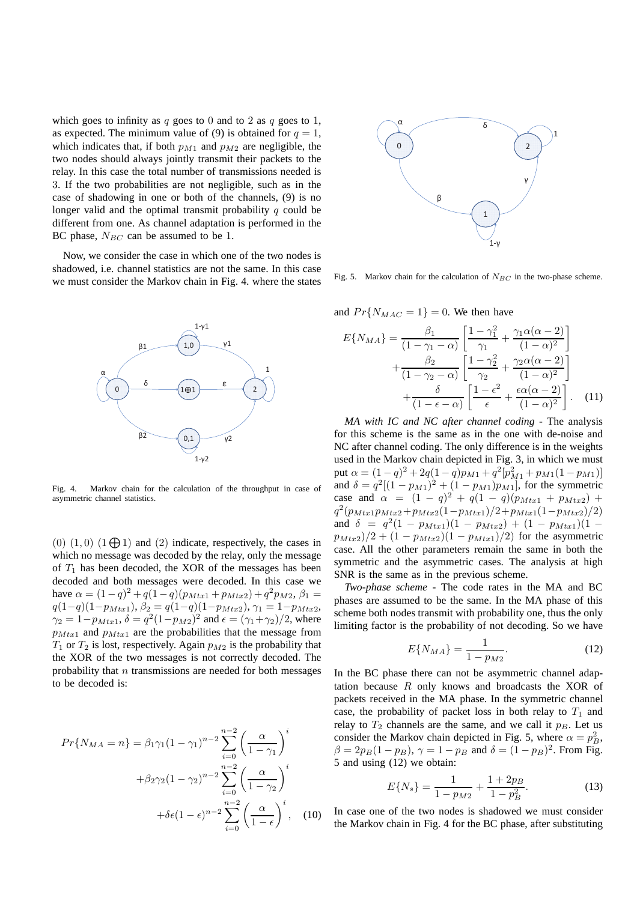which goes to infinity as $q$ goes to 0 and to 2 as $q$ goes to 1, as expected. The minimum value of (9) is obtained for $q = 1$, which indicates that, if both $p_{M1}$ and $p_{M2}$ are negligible, the two nodes should always jointly transmit their packets to the relay. In this case the total number of transmissions needed is 3. If the two probabilities are not negligible, such as in the case of shadowing in one or both of the channels, (9) is no longer valid and the optimal transmit probability $q$ could be different from one. As channel adaptation is performed in the BC phase, $N_{BC}$ can be assumed to be 1.

Now, we consider the case in which one of the two nodes is shadowed, i.e. channel statistics are not the same. In this case we must consider the Markov chain in Fig. 4. where the states

Fig. 4. Markov chain for the calculation of the throughput in case of asymmetric channel statistics.

(0) (1, 0) ($1 \bigoplus 1$) and (2) indicate, respectively, the cases in which no message was decoded by the relay, only the message of $T_1$ has been decoded, the XOR of the messages has been decoded and both messages were decoded. In this case we have $\alpha = (1-q)^2 + q(1-q)(p_{Mtx1} + p_{Mtx2}) + q^2 p_{M2}$, $\beta_1 = q(1-q)(1-p_{Mtx1})$, $\beta_2 = q(1-q)(1-p_{Mtx2})$, $\gamma_1 = 1-p_{Mtx2}$, $\gamma_2 = 1-p_{Mtx1}$, $\delta = q^2(1-p_{M2})^2$ and $\epsilon = (\gamma_1+\gamma_2)/2$, where $p_{Mtx1}$ and $p_{Mtx1}$ are the probabilities that the message from $T_1$ or $T_2$ is lost, respectively. Again $p_{M2}$ is the probability that the XOR of the two messages is not correctly decoded. The probability that $n$ transmissions are needed for both messages to be decoded is:

$$
\begin{aligned}
Pr\{N_{MA} = n\} &= \beta_1 \gamma_1 (1-\gamma_1)^{n-2} \sum_{i=0}^{n-2} \left( \frac{\alpha}{1-\gamma_1} \right)^i \\
&+ \beta_2 \gamma_2 (1-\gamma_2)^{n-2} \sum_{i=0}^{n-2} \left( \frac{\alpha}{1-\gamma_2} \right)^i \\
&+ \delta \epsilon (1-\epsilon)^{n-2} \sum_{i=0}^{n-2} \left( \frac{\alpha}{1-\epsilon} \right)^i, \quad (10)
\end{aligned}
$$

Fig. 5. Markov chain for the calculation of $N_{BC}$ in the two-phase scheme.

and $Pr\{N_{MAC} = 1\} = 0$. We then have

$$
\begin{aligned}
E\{N_{MA}\} &= \frac{\beta_1}{(1-\gamma_1-\alpha)} \left[ \frac{1-\gamma_1^2}{\gamma_1} + \frac{\gamma_1 \alpha (\alpha - 2)}{(1-\alpha)^2} \right] \\
&+ \frac{\beta_2}{(1-\gamma_2-\alpha)} \left[ \frac{1-\gamma_2^2}{\gamma_2} + \frac{\gamma_2 \alpha (\alpha - 2)}{(1-\alpha)^2} \right] \\
&+ \frac{\delta}{(1-\epsilon-\alpha)} \left[ \frac{1-\epsilon^2}{\epsilon} + \frac{\epsilon \alpha (\alpha - 2)}{(1-\alpha)^2} \right]. \quad (11)
\end{aligned}
$$

*MA with IC and NC after channel coding* - The analysis for this scheme is the same as in the one with de-noise and NC after channel coding. The only difference is in the weights used in the Markov chain depicted in Fig. 3, in which we must put $\alpha = (1-q)^2 + 2q(1-q)p_{M1} + q^2[p_{M1}^2 + p_{M1}(1-p_{M1})]$ and $\delta = q^2[(1-p_{M1})^2 + (1-p_{M1})p_{M1}]$, for the symmetric case and $\alpha = (1-q)^2 + q(1-q)(p_{Mtx1} + p_{Mtx2}) + q^2(p_{Mtx1}p_{Mtx2} + p_{Mtx2}(1-p_{Mtx1})/2 + p_{Mtx1}(1-p_{Mtx2})/2)$ and $\delta = q^2(1-p_{Mtx1})(1-p_{Mtx2}) + (1-p_{Mtx1})(1-p_{Mtx2})/2 + (1-p_{Mtx2})(1-p_{Mtx1})/2)$ for the asymmetric case. All the other parameters remain the same in both the symmetric and the asymmetric cases. The analysis at high SNR is the same as in the previous scheme.

*Two-phase scheme* - The code rates in the MA and BC phases are assumed to be the same. In the MA phase of this scheme both nodes transmit with probability one, thus the only limiting factor is the probability of not decoding. So we have

$$
E\{N_{MA}\} = \frac{1}{1-p_{M2}}. \quad (12)
$$

In the BC phase there can not be asymmetric channel adaptation because $R$ only knows and broadcasts the XOR of packets received in the MA phase. In the symmetric channel case, the probability of packet loss in both relay to $T_1$ and relay to $T_2$ channels are the same, and we call it $p_B$. Let us consider the Markov chain depicted in Fig. 5, where $\alpha = p_B^2$, $\beta = 2p_B(1-p_B)$, $\gamma = 1-p_B$ and $\delta = (1-p_B)^2$. From Fig. 5 and using (12) we obtain:

$$
E\{N_s\} = \frac{1}{1-p_{M2}} + \frac{1+2p_B}{1-p_B^2}. \quad (13)
$$

In case one of the two nodes is shadowed we must consider the Markov chain as in Fig. 4 for the BC phase, after substituting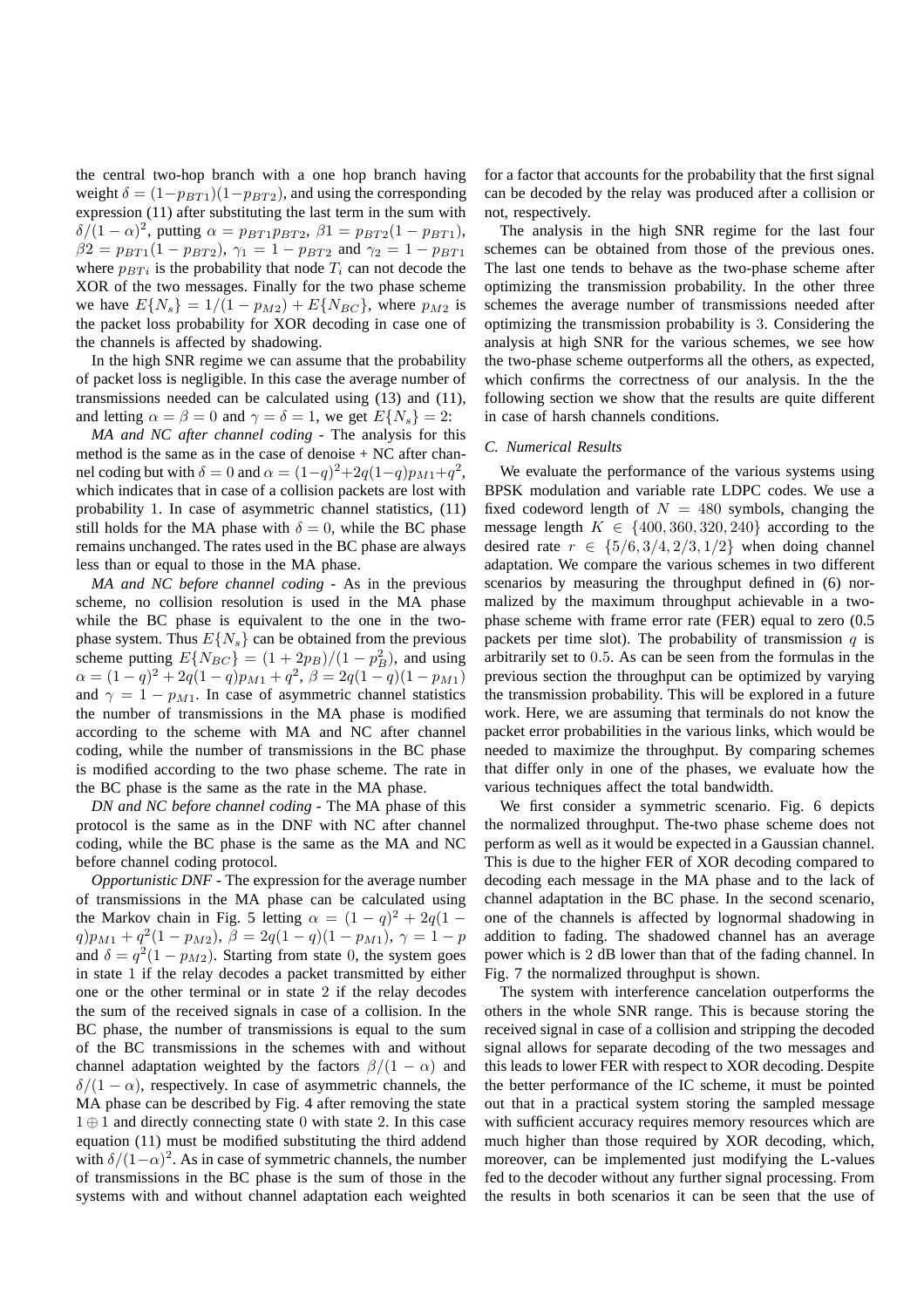the central two-hop branch with a one hop branch having weight $\delta = (1-p_{BT1})(1-p_{BT2})$, and using the corresponding expression (11) after substituting the last term in the sum with $\delta/(1-\alpha)^2$, putting $\alpha = p_{BT1}p_{BT2}$, $\beta 1 = p_{BT2}(1-p_{BT1})$, $\beta 2 = p_{BT1}(1-p_{BT2})$, $\gamma_1 = 1-p_{BT2}$ and $\gamma_2 = 1-p_{BT1}$ where $p_{BTi}$ is the probability that node $T_i$ can not decode the XOR of the two messages. Finally for the two phase scheme we have $E\{N_s\} = 1/(1-p_{M2}) + E\{N_{BC}\}$, where $p_{M2}$ is the packet loss probability for XOR decoding in case one of the channels is affected by shadowing.

In the high SNR regime we can assume that the probability of packet loss is negligible. In this case the average number of transmissions needed can be calculated using (13) and (11), and letting $\alpha = \beta = 0$ and $\gamma = \delta = 1$, we get $E\{N_s\} = 2$:

*MA and NC after channel coding* - The analysis for this method is the same as in the case of denoise + NC after channel coding but with $\delta = 0$ and $\alpha = (1-q)^2 + 2q(1-q)p_{M1} + q^2$, which indicates that in case of a collision packets are lost with probability 1. In case of asymmetric channel statistics, (11) still holds for the MA phase with $\delta = 0$, while the BC phase remains unchanged. The rates used in the BC phase are always less than or equal to those in the MA phase.

*MA and NC before channel coding* - As in the previous scheme, no collision resolution is used in the MA phase while the BC phase is equivalent to the one in the two-phase system. Thus $E\{N_s\}$ can be obtained from the previous scheme putting $E\{N_{BC}\} = (1+2p_B)/(1-p_B^2)$, and using $\alpha = (1-q)^2 + 2q(1-q)p_{M1} + q^2$, $\beta = 2q(1-q)(1-p_{M1})$ and $\gamma = 1-p_{M1}$. In case of asymmetric channel statistics the number of transmissions in the MA phase is modified according to the scheme with MA and NC after channel coding, while the number of transmissions in the BC phase is modified according to the two phase scheme. The rate in the BC phase is the same as the rate in the MA phase.

*DN and NC before channel coding* - The MA phase of this protocol is the same as in the DNF with NC after channel coding, while the BC phase is the same as the MA and NC before channel coding protocol.

*Opportunistic DNF* - The expression for the average number of transmissions in the MA phase can be calculated using the Markov chain in Fig. 5 letting $\alpha = (1-q)^2 + 2q(1-q)p_{M1} + q^2(1-p_{M2})$, $\beta = 2q(1-q)(1-p_{M1})$, $\gamma = 1-p$ and $\delta = q^2(1-p_{M2})$. Starting from state 0, the system goes in state 1 if the relay decodes a packet transmitted by either one or the other terminal or in state 2 if the relay decodes the sum of the received signals in case of a collision. In the BC phase, the number of transmissions is equal to the sum of the BC transmissions in the schemes with and without channel adaptation weighted by the factors $\beta/(1-\alpha)$ and $\delta/(1-\alpha)$, respectively. In case of asymmetric channels, the MA phase can be described by Fig. 4 after removing the state $1 \oplus 1$ and directly connecting state 0 with state 2. In this case equation (11) must be modified substituting the third addend with $\delta/(1-\alpha)^2$. As in case of symmetric channels, the number of transmissions in the BC phase is the sum of those in the systems with and without channel adaptation each weighted for a factor that accounts for the probability that the first signal can be decoded by the relay was produced after a collision or not, respectively.

The analysis in the high SNR regime for the last four schemes can be obtained from those of the previous ones. The last one tends to behave as the two-phase scheme after optimizing the transmission probability. In the other three schemes the average number of transmissions needed after optimizing the transmission probability is 3. Considering the analysis at high SNR for the various schemes, we see how the two-phase scheme outperforms all the others, as expected, which confirms the correctness of our analysis. In the the following section we show that the results are quite different in case of harsh channels conditions.

### C. Numerical Results

We evaluate the performance of the various systems using BPSK modulation and variable rate LDPC codes. We use a fixed codeword length of $N = 480$ symbols, changing the message length $K \in \{400, 360, 320, 240\}$ according to the desired rate $r \in \{5/6, 3/4, 2/3, 1/2\}$ when doing channel adaptation. We compare the various schemes in two different scenarios by measuring the throughput defined in (6) normalized by the maximum throughput achievable in a two-phase scheme with frame error rate (FER) equal to zero (0.5 packets per time slot). The probability of transmission $q$ is arbitrarily set to 0.5. As can be seen from the formulas in the previous section the throughput can be optimized by varying the transmission probability. This will be explored in a future work. Here, we are assuming that terminals do not know the packet error probabilities in the various links, which would be needed to maximize the throughput. By comparing schemes that differ only in one of the phases, we evaluate how the various techniques affect the total bandwidth.

We first consider a symmetric scenario. Fig. 6 depicts the normalized throughput. The-two phase scheme does not perform as well as it would be expected in a Gaussian channel. This is due to the higher FER of XOR decoding compared to decoding each message in the MA phase and to the lack of channel adaptation in the BC phase. In the second scenario, one of the channels is affected by lognormal shadowing in addition to fading. The shadowed channel has an average power which is 2 dB lower than that of the fading channel. In Fig. 7 the normalized throughput is shown.

The system with interference cancelation outperforms the others in the whole SNR range. This is because storing the received signal in case of a collision and stripping the decoded signal allows for separate decoding of the two messages and this leads to lower FER with respect to XOR decoding. Despite the better performance of the IC scheme, it must be pointed out that in a practical system storing the sampled message with sufficient accuracy requires memory resources which are much higher than those required by XOR decoding, which, moreover, can be implemented just modifying the L-values fed to the decoder without any further signal processing. From the results in both scenarios it can be seen that the use of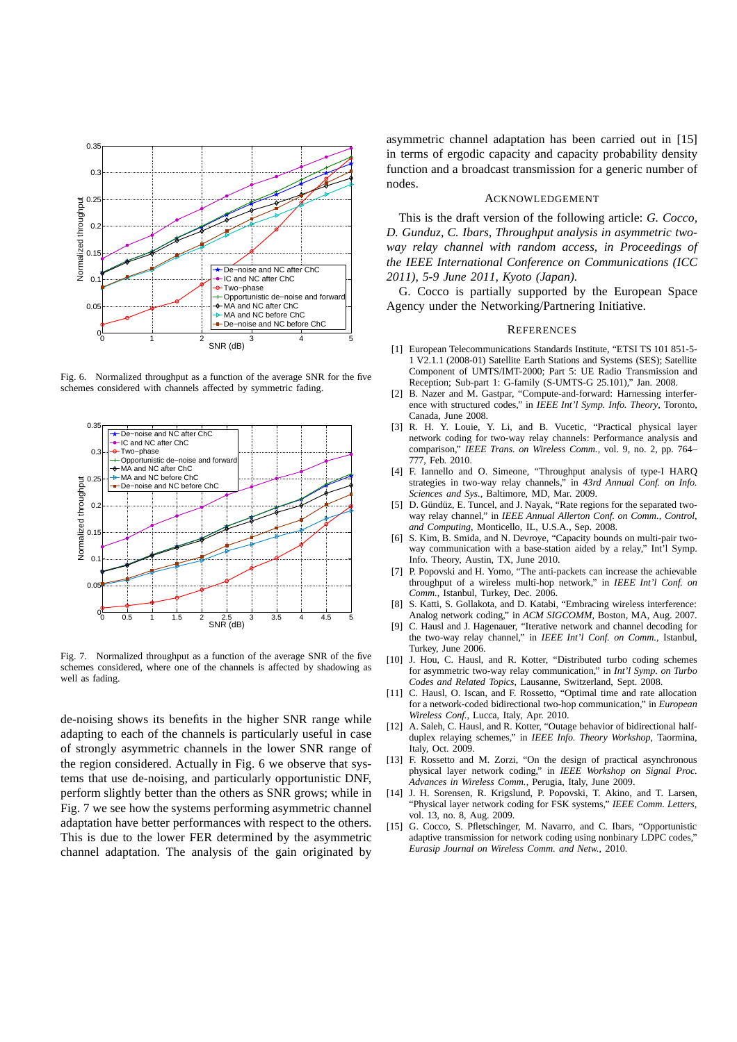0.35
0.3
0.25
0.2
0.15
0.1
0.05
0
Normalized throughput
0 1 2 3 4 5
SNR (dB)
De−noise and NC after ChC
IC and NC after ChC
Two−phase
Opportunistic de−noise and forward
MA and NC after ChC
MA and NC before ChC
De−noise and NC before ChC

Fig. 6. Normalized throughput as a function of the average SNR for the five schemes considered with channels affected by symmetric fading.

0.35
0.3
0.25
0.2
0.15
0.1
0.05
0
Normalized throughput
0 0.5 1 1.5 2 2.5 3 3.5 4 4.5 5
SNR (dB)
De−noise and NC after ChC
IC and NC after ChC
Two−phase
Opportunistic de−noise and forward
MA and NC after ChC
MA and NC before ChC
De−noise and NC before ChC

Fig. 7. Normalized throughput as a function of the average SNR of the five schemes considered, where one of the channels is affected by shadowing as well as fading.

de-noising shows its benefits in the higher SNR range while adapting to each of the channels is particularly useful in case of strongly asymmetric channels in the lower SNR range of the region considered. Actually in Fig. 6 we observe that systems that use de-noising, and particularly opportunistic DNF, perform slightly better than the others as SNR grows; while in Fig. 7 we see how the systems performing asymmetric channel adaptation have better performances with respect to the others. This is due to the lower FER determined by the asymmetric channel adaptation. The analysis of the gain originated by asymmetric channel adaptation has been carried out in [15] in terms of ergodic capacity and capacity probability density function and a broadcast transmission for a generic number of nodes.

## Acknowledgement

This is the draft version of the following article: *G. Cocco, D. Gunduz, C. Ibars, Throughput analysis in asymmetric two-way relay channel with random access, in Proceedings of the IEEE International Conference on Communications (ICC 2011), 5-9 June 2011, Kyoto (Japan).*

G. Cocco is partially supported by the European Space Agency under the Networking/Partnering Initiative.

## References

[1] European Telecommunications Standards Institute, "ETSI TS 101 851-5-1 V2.1.1 (2008-01) Satellite Earth Stations and Systems (SES); Satellite Component of UMTS/IMT-2000; Part 5: UE Radio Transmission and Reception; Sub-part 1: G-family (S-UMTS-G 25.101)," Jan. 2008.

[2] B. Nazer and M. Gastpar, "Compute-and-forward: Harnessing interference with structured codes," in *IEEE Int'l Symp. Info. Theory*, Toronto, Canada, June 2008.

[3] R. H. Y. Louie, Y. Li, and B. Vucetic, "Practical physical layer network coding for two-way relay channels: Performance analysis and comparison," *IEEE Trans. on Wireless Comm.*, vol. 9, no. 2, pp. 764–777, Feb. 2010.

[4] F. Iannello and O. Simeone, "Throughput analysis of type-I HARQ strategies in two-way relay channels," in *43rd Annual Conf. on Info. Sciences and Sys.*, Baltimore, MD, Mar. 2009.

[5] D. Gündüz, E. Tuncel, and J. Nayak, "Rate regions for the separated two-way relay channel," in *IEEE Annual Allerton Conf. on Comm., Control, and Computing*, Monticello, IL, U.S.A., Sep. 2008.

[6] S. Kim, B. Smida, and N. Devroye, "Capacity bounds on multi-pair two-way communication with a base-station aided by a relay," Int'l Symp. Info. Theory, Austin, TX, June 2010.

[7] P. Popovski and H. Yomo, "The anti-packets can increase the achievable throughput of a wireless multi-hop network," in *IEEE Int'l Conf. on Comm.*, Istanbul, Turkey, Dec. 2006.

[8] S. Katti, S. Gollakota, and D. Katabi, "Embracing wireless interference: Analog network coding," in *ACM SIGCOMM*, Boston, MA, Aug. 2007.

[9] C. Hausl and J. Hagenauer, "Iterative network and channel decoding for the two-way relay channel," in *IEEE Int'l Conf. on Comm.*, Istanbul, Turkey, June 2006.

[10] J. Hou, C. Hausl, and R. Kotter, "Distributed turbo coding schemes for asymmetric two-way relay communication," in *Int'l Symp. on Turbo Codes and Related Topics*, Lausanne, Switzerland, Sept. 2008.

[11] C. Hausl, O. Iscan, and F. Rossetto, "Optimal time and rate allocation for a network-coded bidirectional two-hop communication," in *European Wireless Conf.*, Lucca, Italy, Apr. 2010.

[12] A. Saleh, C. Hausl, and R. Kotter, "Outage behavior of bidirectional half-duplex relaying schemes," in *IEEE Info. Theory Workshop*, Taormina, Italy, Oct. 2009.

[13] F. Rossetto and M. Zorzi, "On the design of practical asynchronous physical layer network coding," in *IEEE Workshop on Signal Proc. Advances in Wireless Comm.*, Perugia, Italy, June 2009.

[14] J. H. Sorensen, R. Krigslund, P. Popovski, T. Akino, and T. Larsen, "Physical layer network coding for FSK systems," *IEEE Comm. Letters*, vol. 13, no. 8, Aug. 2009.

[15] G. Cocco, S. Pfletschinger, M. Navarro, and C. Ibars, "Opportunistic adaptive transmission for network coding using nonbinary LDPC codes," *Eurasip Journal on Wireless Comm. and Netw.*, 2010.